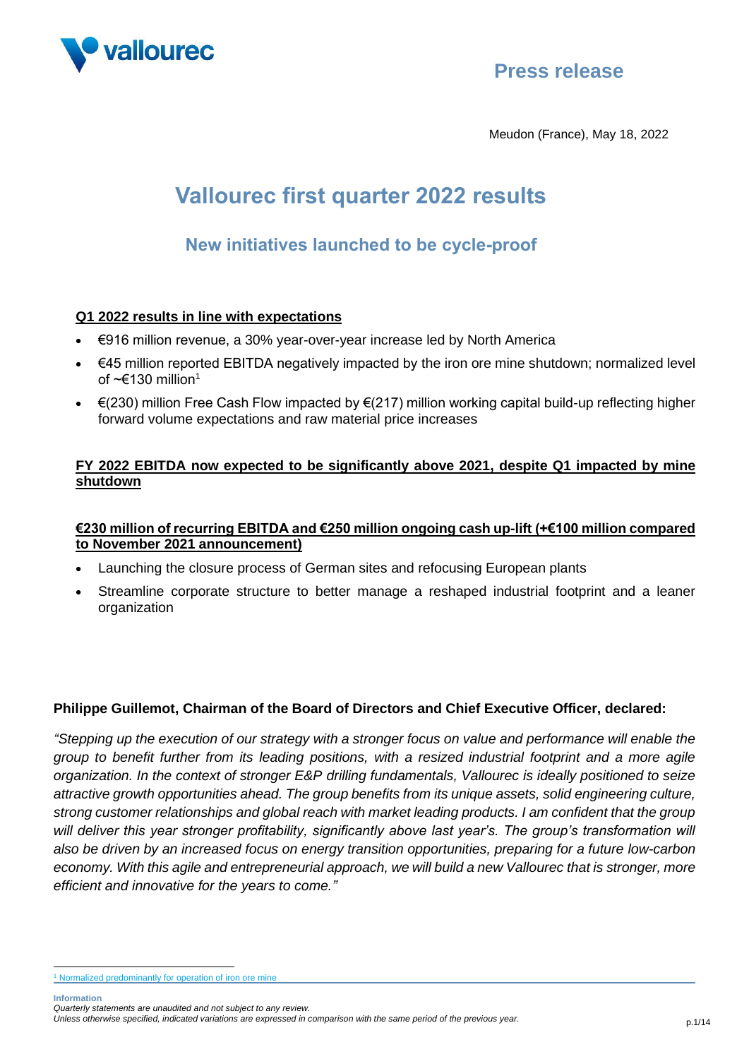Press release

Meudon (France), May 18, 2022

# Valloure﻿c first quarter 2022 results

## New initiatives launched to be cycle-proof

**Q1 2022 results in line with expectations**

- €916 million revenue, a 30% year-over-year increase led by North America
- €45 million reported EBITDA negatively impacted by the iron ore mine shutdown; normalized level of ~€130 million[1]
- €(230) million Free Cash Flow impacted by €(217) million working capital build-up reflecting higher forward volume expectations and raw material price increases

**FY 2022 EBITDA now expected to be significantly above 2021, despite Q1 impacted by mine shutdown**

**€230 million of recurring EBITDA and €250 million ongoing cash up-lift (+€100 million compared to November 2021 announcement)**

- Launching the closure process of German sites and refocusing European plants
- Streamline corporate structure to better manage a reshaped industrial footprint and a leaner organization

**Philippe Guillemot, Chairman of the Board of Directors and Chief Executive Officer, declared:**

*"Stepping up the execution of our strategy with a stronger focus on value and performance will enable the group to benefit further from its leading positions, with a resized industrial footprint and a more agile organization. In the context of stronger E&P drilling fundamentals, Vallourec is ideally positioned to seize attractive growth opportunities ahead. The group benefits from its unique assets, solid engineering culture, strong customer relationships and global reach with market leading products. I am confident that the group will deliver this year stronger profitability, significantly above last year's. The group's transformation will also be driven by an increased focus on energy transition opportunities, preparing for a future low-carbon economy. With this agile and entrepreneurial approach, we will build a new Vallourec that is stronger, more efficient and innovative for the years to come."*

[1] Normalized predominantly for operation of iron ore mine

**Information**

*Quarterly statements are unaudited and not subject to any review.*
*Unless otherwise specified, indicated variations are expressed in comparison with the same period of the previous year.*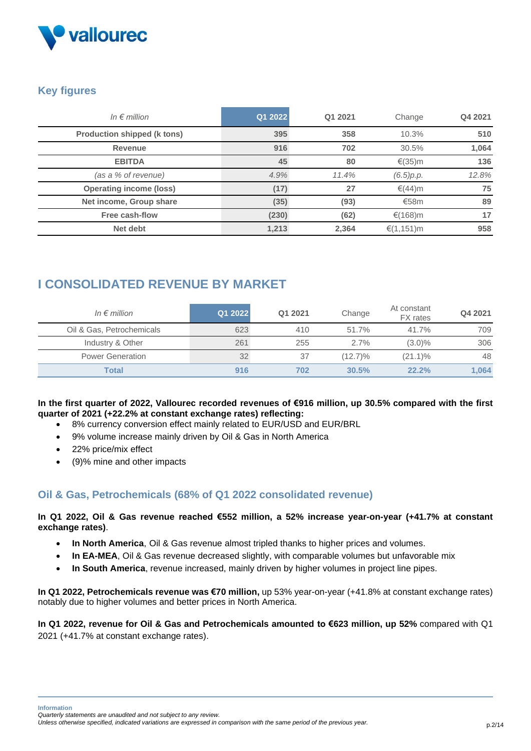## Key figures

| In € million | Q1 2022 | Q1 2021 | Change | Q4 2021 |
|---|---|---|---|---|
| **Production shipped (k tons)** | **395** | **358** | 10.3% | **510** |
| **Revenue** | **916** | **702** | 30.5% | **1,064** |
| **EBITDA** | **45** | **80** | €(35)m | **136** |
| *(as a % of revenue)* | *4.9%* | *11.4%* | *(6.5)p.p.* | *12.8%* |
| **Operating income (loss)** | **(17)** | **27** | €(44)m | **75** |
| **Net income, Group share** | **(35)** | **(93)** | €58m | **89** |
| **Free cash-flow** | **(230)** | **(62)** | €(168)m | **17** |
| **Net debt** | **1,213** | **2,364** | €(1,151)m | **958** |

# I CONSOLIDATED REVENUE BY MARKET

| In € million | Q1 2022 | Q1 2021 | Change | At constant FX rates | Q4 2021 |
|---|---|---|---|---|---|
| Oil & Gas, Petrochemicals | 623 | 410 | 51.7% | 41.7% | 709 |
| Industry & Other | 261 | 255 | 2.7% | (3.0)% | 306 |
| Power Generation | 32 | 37 | (12.7)% | (21.1)% | 48 |
| **Total** | **916** | **702** | **30.5%** | **22.2%** | **1,064** |

**In the first quarter of 2022, Vallourec recorded revenues of €916 million, up 30.5% compared with the first quarter of 2021 (+22.2% at constant exchange rates) reflecting:**

- 8% currency conversion effect mainly related to EUR/USD and EUR/BRL
- 9% volume increase mainly driven by Oil & Gas in North America
- 22% price/mix effect
- (9)% mine and other impacts

## Oil & Gas, Petrochemicals (68% of Q1 2022 consolidated revenue)

**In Q1 2022, Oil & Gas revenue reached €552 million, a 52% increase year-on-year (+41.7% at constant exchange rates)**.

- **In North America**, Oil & Gas revenue almost tripled thanks to higher prices and volumes.
- **In EA-MEA**, Oil & Gas revenue decreased slightly, with comparable volumes but unfavorable mix
- **In South America**, revenue increased, mainly driven by higher volumes in project line pipes.

**In Q1 2022, Petrochemicals revenue was €70 million,** up 53% year-on-year (+41.8% at constant exchange rates) notably due to higher volumes and better prices in North America.

**In Q1 2022, revenue for Oil & Gas and Petrochemicals amounted to €623 million, up 52%** compared with Q1 2021 (+41.7% at constant exchange rates).

**Information**
*Quarterly statements are unaudited and not subject to any review.*
*Unless otherwise specified, indicated variations are expressed in comparison with the same period of the previous year.*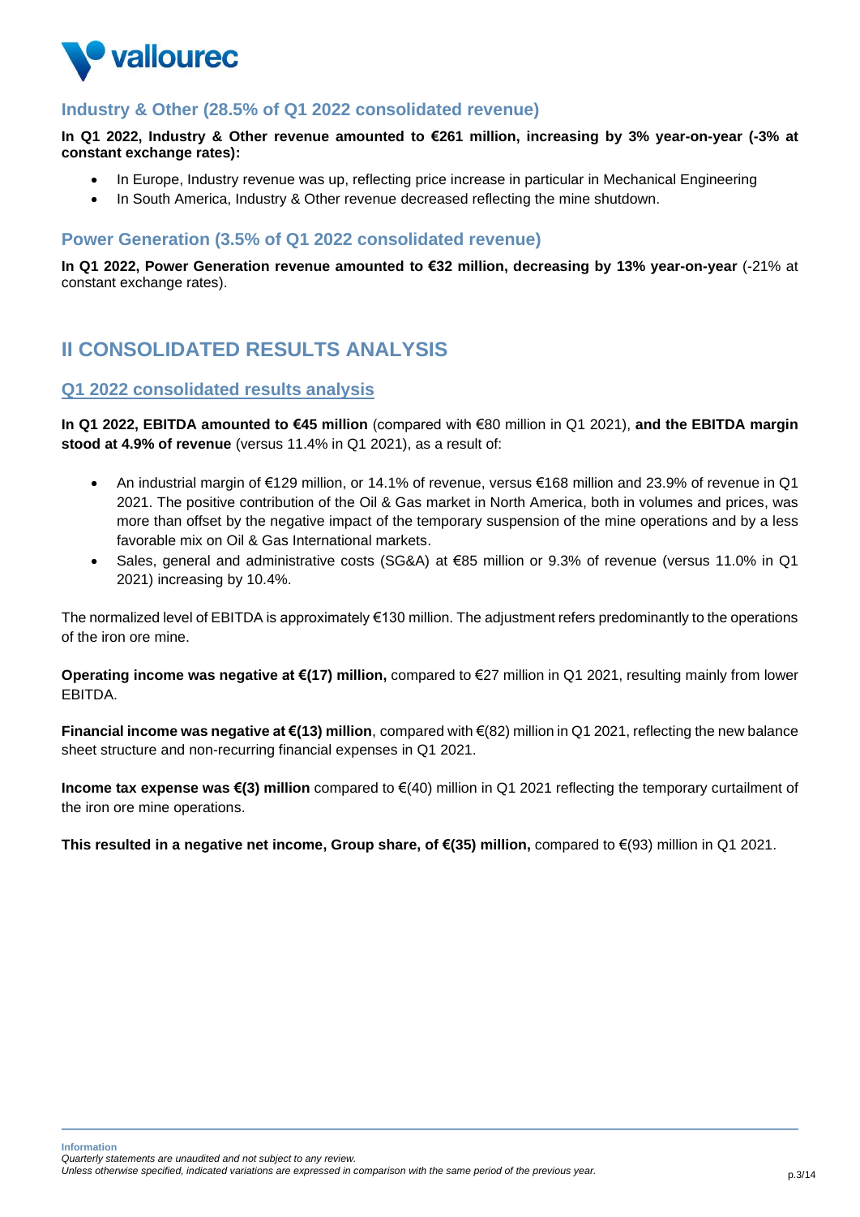## Industry & Other (28.5% of Q1 2022 consolidated revenue)

**In Q1 2022, Industry & Other revenue amounted to €261 million, increasing by 3% year-on-year (-3% at constant exchange rates):**

- In Europe, Industry revenue was up, reflecting price increase in particular in Mechanical Engineering
- In South America, Industry & Other revenue decreased reflecting the mine shutdown.

## Power Generation (3.5% of Q1 2022 consolidated revenue)

**In Q1 2022, Power Generation revenue amounted to €32 million, decreasing by 13% year-on-year** (-21% at constant exchange rates).

# II CONSOLIDATED RESULTS ANALYSIS

## Q1 2022 consolidated results analysis

**In Q1 2022, EBITDA amounted to €45 million** (compared with €80 million in Q1 2021), **and the EBITDA margin stood at 4.9% of revenue** (versus 11.4% in Q1 2021), as a result of:

- An industrial margin of €129 million, or 14.1% of revenue, versus €168 million and 23.9% of revenue in Q1 2021. The positive contribution of the Oil & Gas market in North America, both in volumes and prices, was more than offset by the negative impact of the temporary suspension of the mine operations and by a less favorable mix on Oil & Gas International markets.
- Sales, general and administrative costs (SG&A) at €85 million or 9.3% of revenue (versus 11.0% in Q1 2021) increasing by 10.4%.

The normalized level of EBITDA is approximately €130 million. The adjustment refers predominantly to the operations of the iron ore mine.

**Operating income was negative at €(17) million,** compared to €27 million in Q1 2021, resulting mainly from lower EBITDA.

**Financial income was negative at €(13) million**, compared with €(82) million in Q1 2021, reflecting the new balance sheet structure and non-recurring financial expenses in Q1 2021.

**Income tax expense was €(3) million** compared to €(40) million in Q1 2021 reflecting the temporary curtailment of the iron ore mine operations.

**This resulted in a negative net income, Group share, of €(35) million,** compared to €(93) million in Q1 2021.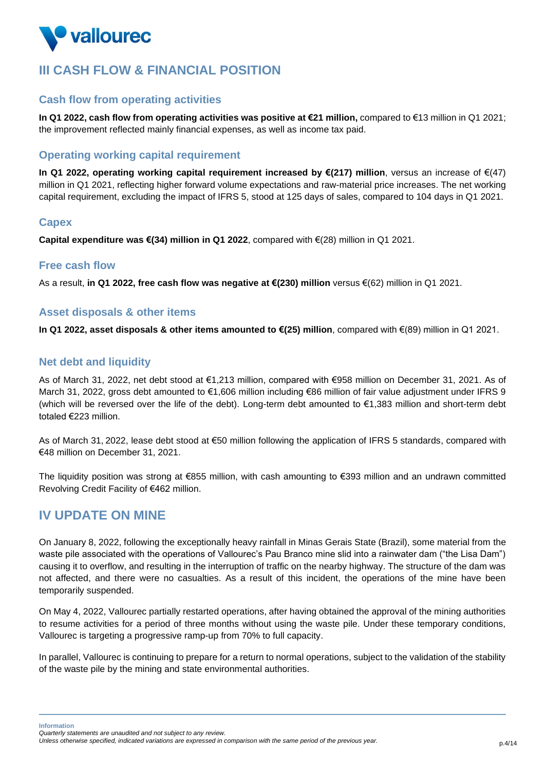# III CASH FLOW & FINANCIAL POSITION

## Cash flow from operating activities

**In Q1 2022, cash flow from operating activities was positive at €21 million,** compared to €13 million in Q1 2021; the improvement reflected mainly financial expenses, as well as income tax paid.

## Operating working capital requirement

**In Q1 2022, operating working capital requirement increased by €(217) million**, versus an increase of €(47) million in Q1 2021, reflecting higher forward volume expectations and raw-material price increases. The net working capital requirement, excluding the impact of IFRS 5, stood at 125 days of sales, compared to 104 days in Q1 2021.

## Capex

**Capital expenditure was €(34) million in Q1 2022**, compared with €(28) million in Q1 2021.

## Free cash flow

As a result, **in Q1 2022, free cash flow was negative at €(230) million** versus €(62) million in Q1 2021.

## Asset disposals & other items

**In Q1 2022, asset disposals & other items amounted to €(25) million**, compared with €(89) million in Q1 2021.

## Net debt and liquidity

As of March 31, 2022, net debt stood at €1,213 million, compared with €958 million on December 31, 2021. As of March 31, 2022, gross debt amounted to €1,606 million including €86 million of fair value adjustment under IFRS 9 (which will be reversed over the life of the debt). Long-term debt amounted to €1,383 million and short-term debt totaled €223 million.

As of March 31, 2022, lease debt stood at €50 million following the application of IFRS 5 standards, compared with €48 million on December 31, 2021.

The liquidity position was strong at €855 million, with cash amounting to €393 million and an undrawn committed Revolving Credit Facility of €462 million.

# IV UPDATE ON MINE

On January 8, 2022, following the exceptionally heavy rainfall in Minas Gerais State (Brazil), some material from the waste pile associated with the operations of Vallourec's Pau Branco mine slid into a rainwater dam ("the Lisa Dam") causing it to overflow, and resulting in the interruption of traffic on the nearby highway. The structure of the dam was not affected, and there were no casualties. As a result of this incident, the operations of the mine have been temporarily suspended.

On May 4, 2022, Vallourec partially restarted operations, after having obtained the approval of the mining authorities to resume activities for a period of three months without using the waste pile. Under these temporary conditions, Vallourec is targeting a progressive ramp-up from 70% to full capacity.

In parallel, Vallourec is continuing to prepare for a return to normal operations, subject to the validation of the stability of the waste pile by the mining and state environmental authorities.

**Information**
*Quarterly statements are unaudited and not subject to any review.*
*Unless otherwise specified, indicated variations are expressed in comparison with the same period of the previous year.*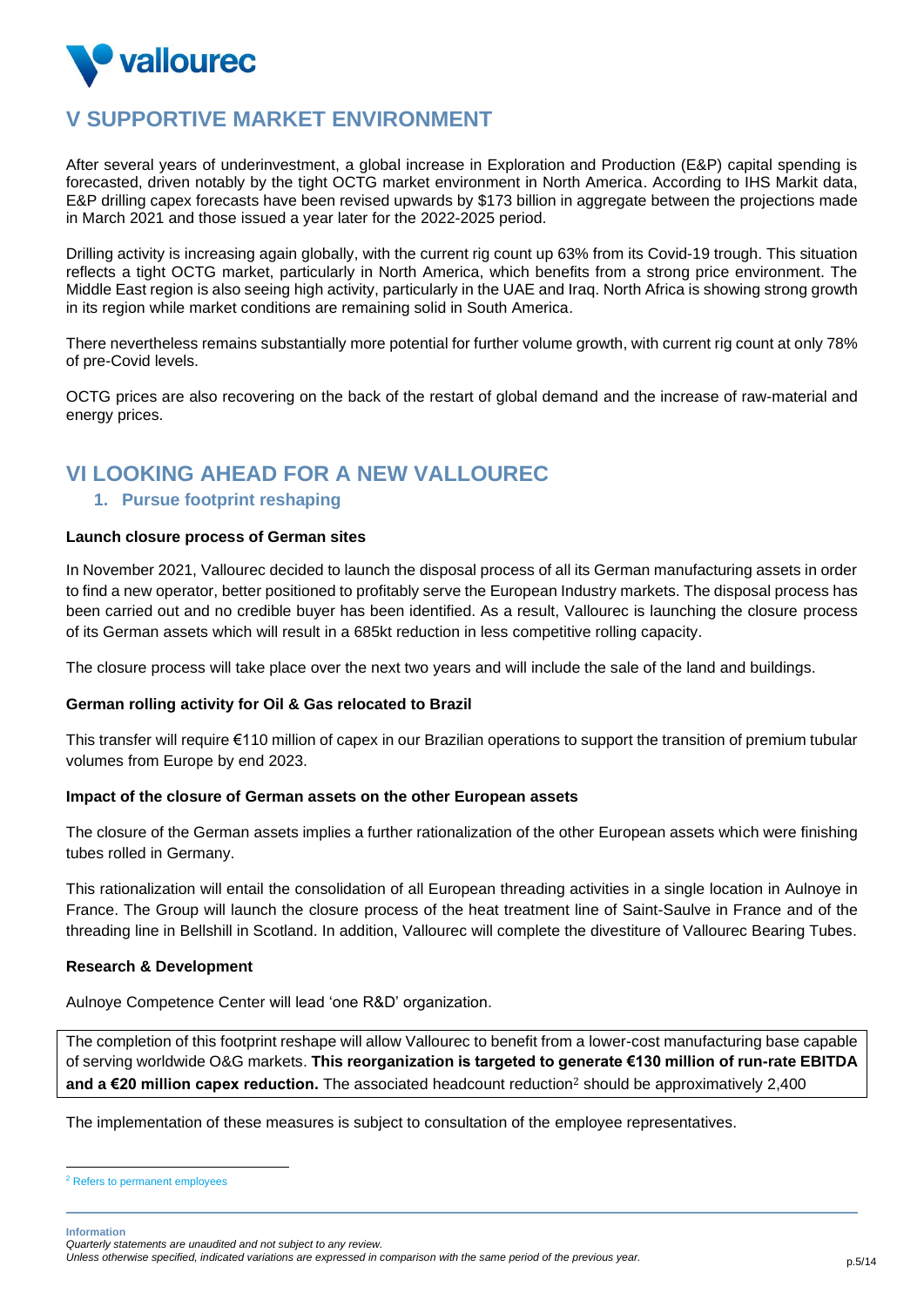## V SUPPORTIVE MARKET ENVIRONMENT

After several years of underinvestment, a global increase in Exploration and Production (E&P) capital spending is forecasted, driven notably by the tight OCTG market environment in North America. According to IHS Markit data, E&P drilling capex forecasts have been revised upwards by $173 billion in aggregate between the projections made in March 2021 and those issued a year later for the 2022-2025 period.

Drilling activity is increasing again globally, with the current rig count up 63% from its Covid-19 trough. This situation reflects a tight OCTG market, particularly in North America, which benefits from a strong price environment. The Middle East region is also seeing high activity, particularly in the UAE and Iraq. North Africa is showing strong growth in its region while market conditions are remaining solid in South America.

There nevertheless remains substantially more potential for further volume growth, with current rig count at only 78% of pre-Covid levels.

OCTG prices are also recovering on the back of the restart of global demand and the increase of raw-material and energy prices.

## VI LOOKING AHEAD FOR A NEW VALLOUREC

### 1. Pursue footprint reshaping

**Launch closure process of German sites**

In November 2021, Vallourec decided to launch the disposal process of all its German manufacturing assets in order to find a new operator, better positioned to profitably serve the European Industry markets. The disposal process has been carried out and no credible buyer has been identified. As a result, Vallourec is launching the closure process of its German assets which will result in a 685kt reduction in less competitive rolling capacity.

The closure process will take place over the next two years and will include the sale of the land and buildings.

**German rolling activity for Oil & Gas relocated to Brazil**

This transfer will require €110 million of capex in our Brazilian operations to support the transition of premium tubular volumes from Europe by end 2023.

**Impact of the closure of German assets on the other European assets**

The closure of the German assets implies a further rationalization of the other European assets which were finishing tubes rolled in Germany.

This rationalization will entail the consolidation of all European threading activities in a single location in Aulnoye in France. The Group will launch the closure process of the heat treatment line of Saint-Saulve in France and of the threading line in Bellshill in Scotland. In addition, Vallourec will complete the divestiture of Vallourec Bearing Tubes.

**Research & Development**

Aulnoye Competence Center will lead 'one R&D' organization.

The completion of this footprint reshape will allow Vallourec to benefit from a lower-cost manufacturing base capable of serving worldwide O&G markets. **This reorganization is targeted to generate €130 million of run-rate EBITDA and a €20 million capex reduction.** The associated headcount reduction[2] should be approximatively 2,400

The implementation of these measures is subject to consultation of the employee representatives.

[2] Refers to permanent employees

**Information**

*Quarterly statements are unaudited and not subject to any review.*
*Unless otherwise specified, indicated variations are expressed in comparison with the same period of the previous year.*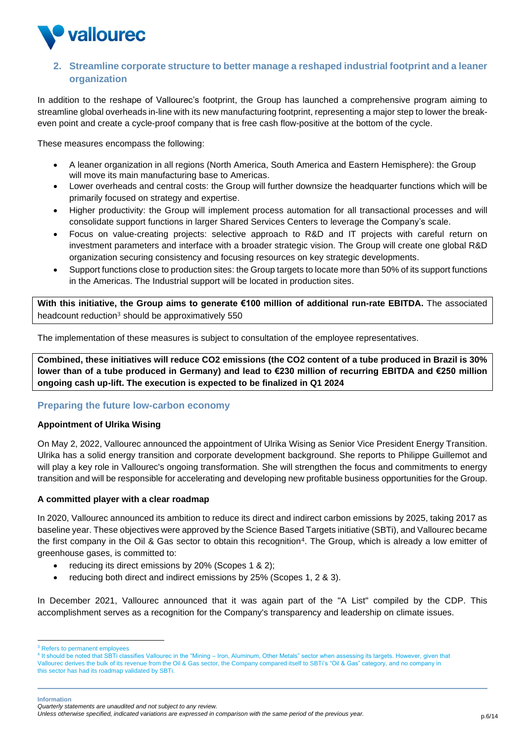## 2. Streamline corporate structure to better manage a reshaped industrial footprint and a leaner organization

In addition to the reshape of Vallourec's footprint, the Group has launched a comprehensive program aiming to streamline global overheads in-line with its new manufacturing footprint, representing a major step to lower the break-even point and create a cycle-proof company that is free cash flow-positive at the bottom of the cycle.

These measures encompass the following:

- A leaner organization in all regions (North America, South America and Eastern Hemisphere): the Group will move its main manufacturing base to Americas.
- Lower overheads and central costs: the Group will further downsize the headquarter functions which will be primarily focused on strategy and expertise.
- Higher productivity: the Group will implement process automation for all transactional processes and will consolidate support functions in larger Shared Services Centers to leverage the Company's scale.
- Focus on value-creating projects: selective approach to R&D and IT projects with careful return on investment parameters and interface with a broader strategic vision. The Group will create one global R&D organization securing consistency and focusing resources on key strategic developments.
- Support functions close to production sites: the Group targets to locate more than 50% of its support functions in the Americas. The Industrial support will be located in production sites.

**With this initiative, the Group aims to generate €100 million of additional run-rate EBITDA.** The associated headcount reduction[3] should be approximatively 550

The implementation of these measures is subject to consultation of the employee representatives.

**Combined, these initiatives will reduce CO2 emissions (the CO2 content of a tube produced in Brazil is 30% lower than of a tube produced in Germany) and lead to €230 million of recurring EBITDA and €250 million ongoing cash up-lift. The execution is expected to be finalized in Q1 2024**

## Preparing the future low-carbon economy

### Appointment of Ulrika Wising

On May 2, 2022, Vallourec announced the appointment of Ulrika Wising as Senior Vice President Energy Transition. Ulrika has a solid energy transition and corporate development background. She reports to Philippe Guillemot and will play a key role in Vallourec's ongoing transformation. She will strengthen the focus and commitments to energy transition and will be responsible for accelerating and developing new profitable business opportunities for the Group.

### A committed player with a clear roadmap

In 2020, Vallourec announced its ambition to reduce its direct and indirect carbon emissions by 2025, taking 2017 as baseline year. These objectives were approved by the Science Based Targets initiative (SBTi), and Vallourec became the first company in the Oil & Gas sector to obtain this recognition[4]. The Group, which is already a low emitter of greenhouse gases, is committed to:

- reducing its direct emissions by 20% (Scopes 1 & 2);
- reducing both direct and indirect emissions by 25% (Scopes 1, 2 & 3).

In December 2021, Vallourec announced that it was again part of the "A List" compiled by the CDP. This accomplishment serves as a recognition for the Company's transparency and leadership on climate issues.

---

[3] Refers to permanent employees

[4] It should be noted that SBTi classifies Vallourec in the "Mining – Iron, Aluminum, Other Metals" sector when assessing its targets. However, given that Vallourec derives the bulk of its revenue from the Oil & Gas sector, the Company compared itself to SBTi's "Oil & Gas" category, and no company in this sector has had its roadmap validated by SBTi.

**Information**
*Quarterly statements are unaudited and not subject to any review.*
*Unless otherwise specified, indicated variations are expressed in comparison with the same period of the previous year.*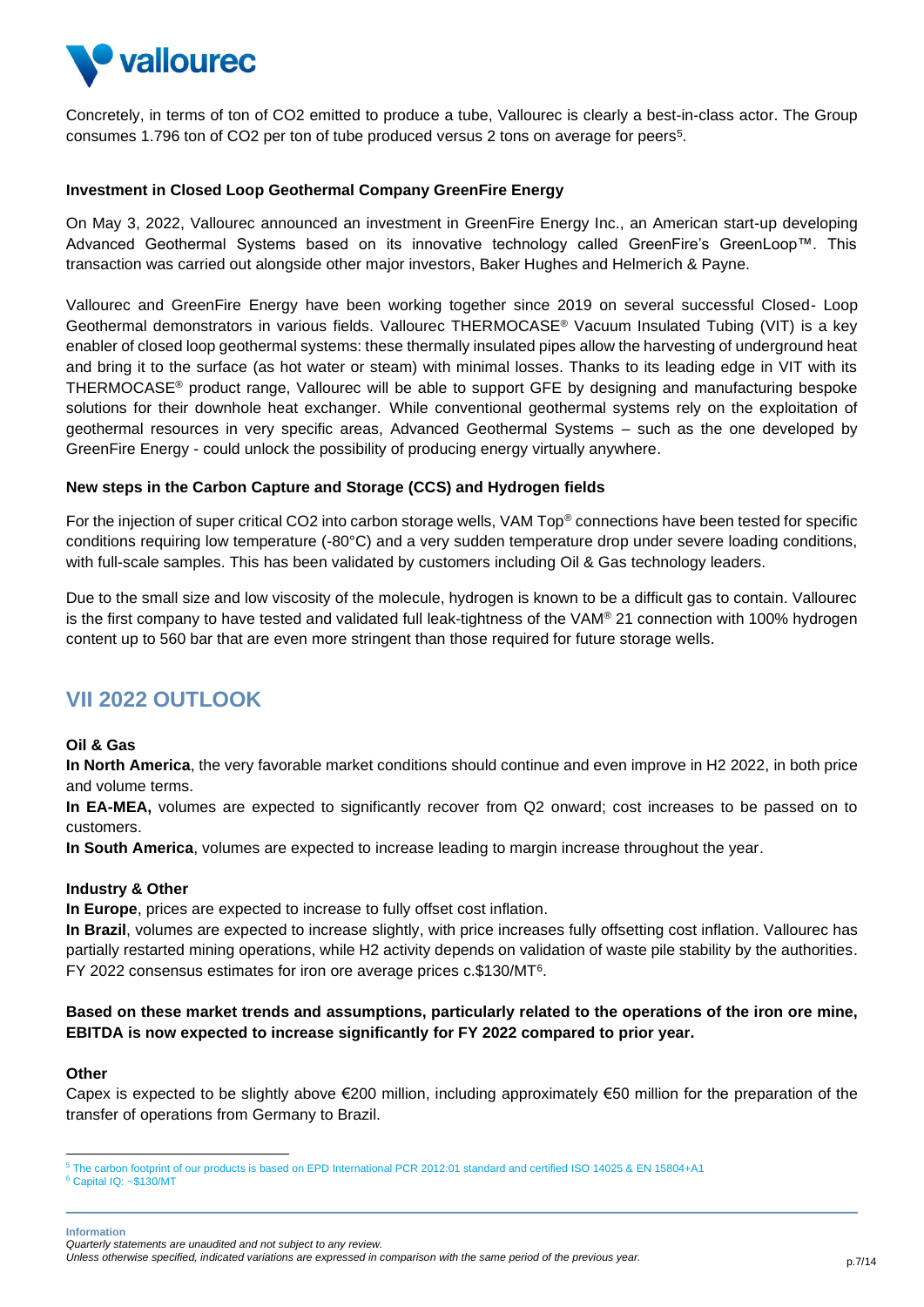Concretely, in terms of ton of $CO_2$ emitted to produce a tube, Vallourec is clearly a best-in-class actor. The Group consumes 1.796 ton of $CO_2$ per ton of tube produced versus 2 tons on average for peers[5].

**Investment in Closed Loop Geothermal Company GreenFire Energy**

On May 3, 2022, Vallourec announced an investment in GreenFire Energy Inc., an American start-up developing Advanced Geothermal Systems based on its innovative technology called GreenFire's GreenLoop™. This transaction was carried out alongside other major investors, Baker Hughes and Helmerich & Payne.

Vallourec and GreenFire Energy have been working together since 2019 on several successful Closed- Loop Geothermal demonstrators in various fields. Vallourec THERMOCASE® Vacuum Insulated Tubing (VIT) is a key enabler of closed loop geothermal systems: these thermally insulated pipes allow the harvesting of underground heat and bring it to the surface (as hot water or steam) with minimal losses. Thanks to its leading edge in VIT with its THERMOCASE® product range, Vallourec will be able to support GFE by designing and manufacturing bespoke solutions for their downhole heat exchanger. While conventional geothermal systems rely on the exploitation of geothermal resources in very specific areas, Advanced Geothermal Systems – such as the one developed by GreenFire Energy - could unlock the possibility of producing energy virtually anywhere.

**New steps in the Carbon Capture and Storage (CCS) and Hydrogen fields**

For the injection of super critical $CO_2$ into carbon storage wells, VAM Top® connections have been tested for specific conditions requiring low temperature (-80°C) and a very sudden temperature drop under severe loading conditions, with full-scale samples. This has been validated by customers including Oil & Gas technology leaders.

Due to the small size and low viscosity of the molecule, hydrogen is known to be a difficult gas to contain. Vallourec is the first company to have tested and validated full leak-tightness of the VAM® 21 connection with 100% hydrogen content up to 560 bar that are even more stringent than those required for future storage wells.

## VII 2022 OUTLOOK

**Oil & Gas**

**In North America**, the very favorable market conditions should continue and even improve in H2 2022, in both price and volume terms.

**In EA-MEA,** volumes are expected to significantly recover from Q2 onward; cost increases to be passed on to customers.

**In South America**, volumes are expected to increase leading to margin increase throughout the year.

**Industry & Other**

**In Europe**, prices are expected to increase to fully offset cost inflation.

**In Brazil**, volumes are expected to increase slightly, with price increases fully offsetting cost inflation. Vallourec has partially restarted mining operations, while H2 activity depends on validation of waste pile stability by the authorities. FY 2022 consensus estimates for iron ore average prices c.$130/MT[6].

**Based on these market trends and assumptions, particularly related to the operations of the iron ore mine, EBITDA is now expected to increase significantly for FY 2022 compared to prior year.**

**Other**

Capex is expected to be slightly above €200 million, including approximately €50 million for the preparation of the transfer of operations from Germany to Brazil.

---

[5] The carbon footprint of our products is based on EPD International PCR 2012:01 standard and certified ISO 14025 & EN 15804+A1

[6] Capital IQ: ~$130/MT

**Information**

*Quarterly statements are unaudited and not subject to any review.*

*Unless otherwise specified, indicated variations are expressed in comparison with the same period of the previous year.*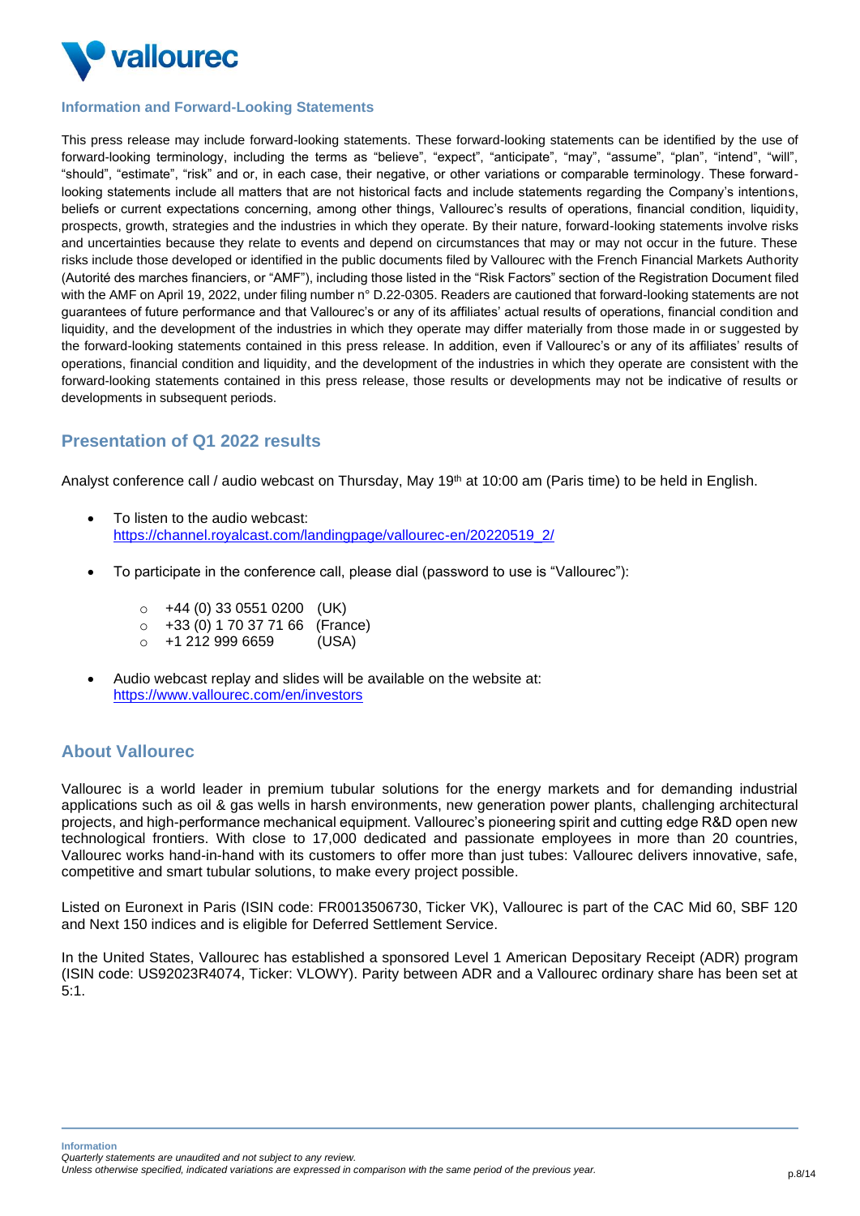### Information and Forward-Looking Statements

This press release may include forward-looking statements. These forward-looking statements can be identified by the use of forward-looking terminology, including the terms as "believe", "expect", "anticipate", "may", "assume", "plan", "intend", "will", "should", "estimate", "risk" and or, in each case, their negative, or other variations or comparable terminology. These forward-looking statements include all matters that are not historical facts and include statements regarding the Company's intentions, beliefs or current expectations concerning, among other things, Vallourec's results of operations, financial condition, liquidity, prospects, growth, strategies and the industries in which they operate. By their nature, forward-looking statements involve risks and uncertainties because they relate to events and depend on circumstances that may or may not occur in the future. These risks include those developed or identified in the public documents filed by Vallourec with the French Financial Markets Authority (Autorité des marches financiers, or "AMF"), including those listed in the "Risk Factors" section of the Registration Document filed with the AMF on April 19, 2022, under filing number n° D.22-0305. Readers are cautioned that forward-looking statements are not guarantees of future performance and that Vallourec's or any of its affiliates' actual results of operations, financial condition and liquidity, and the development of the industries in which they operate may differ materially from those made in or suggested by the forward-looking statements contained in this press release. In addition, even if Vallourec's or any of its affiliates' results of operations, financial condition and liquidity, and the development of the industries in which they operate are consistent with the forward-looking statements contained in this press release, those results or developments may not be indicative of results or developments in subsequent periods.

## Presentation of Q1 2022 results

Analyst conference call / audio webcast on Thursday, May 19th at 10:00 am (Paris time) to be held in English.

- To listen to the audio webcast:
  https://channel.royalcast.com/landingpage/vallourec-en/20220519_2/

- To participate in the conference call, please dial (password to use is "Vallourec"):
  - +44 (0) 33 0551 0200 (UK)
  - +33 (0) 1 70 37 71 66 (France)
  - +1 212 999 6659 (USA)

- Audio webcast replay and slides will be available on the website at:
  https://www.vallourec.com/en/investors

## About Vallourec

Vallourec is a world leader in premium tubular solutions for the energy markets and for demanding industrial applications such as oil & gas wells in harsh environments, new generation power plants, challenging architectural projects, and high-performance mechanical equipment. Vallourec's pioneering spirit and cutting edge R&D open new technological frontiers. With close to 17,000 dedicated and passionate employees in more than 20 countries, Vallourec works hand-in-hand with its customers to offer more than just tubes: Vallourec delivers innovative, safe, competitive and smart tubular solutions, to make every project possible.

Listed on Euronext in Paris (ISIN code: FR0013506730, Ticker VK), Vallourec is part of the CAC Mid 60, SBF 120 and Next 150 indices and is eligible for Deferred Settlement Service.

In the United States, Vallourec has established a sponsored Level 1 American Depositary Receipt (ADR) program (ISIN code: US92023R4074, Ticker: VLOWY). Parity between ADR and a Vallourec ordinary share has been set at 5:1.

**Information**
*Quarterly statements are unaudited and not subject to any review.*
*Unless otherwise specified, indicated variations are expressed in comparison with the same period of the previous year.*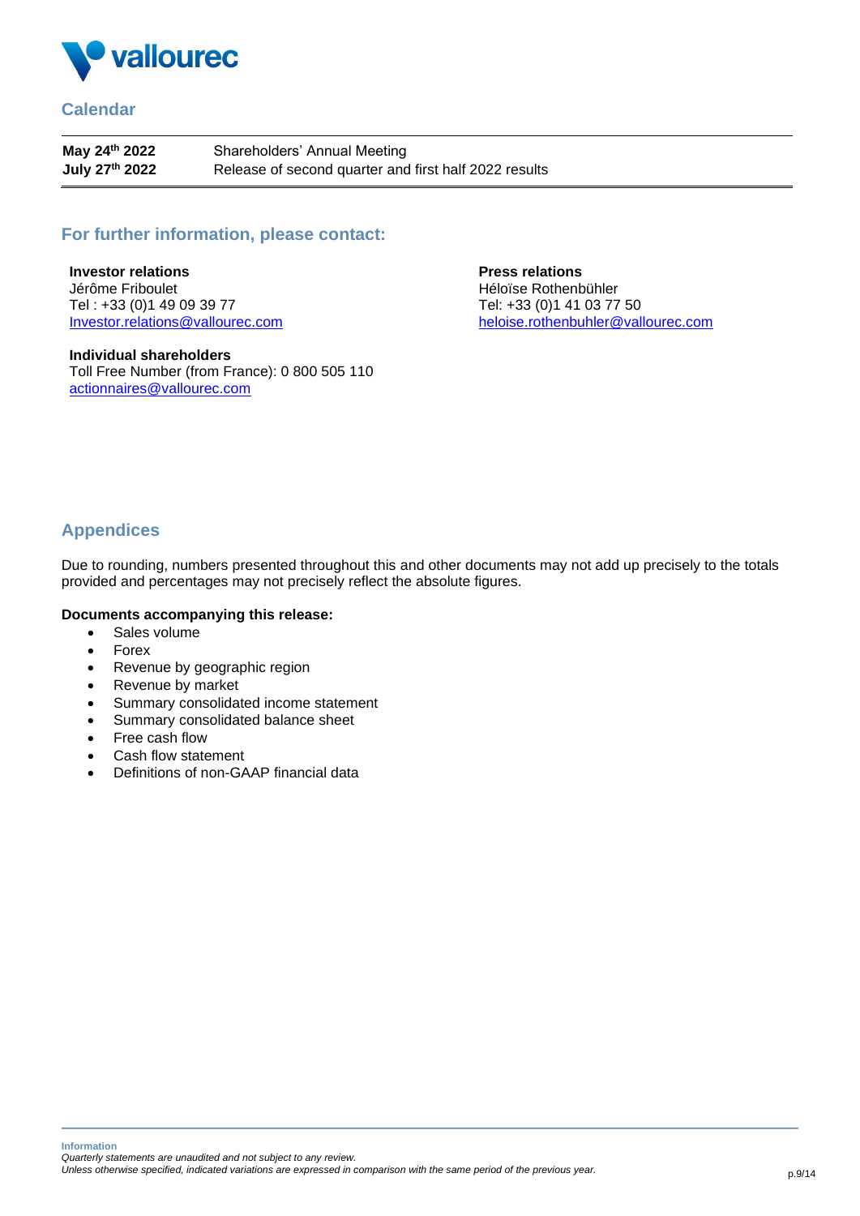## Calendar

| | |
|---|---|
| **May 24th 2022** | Shareholders' Annual Meeting |
| **July 27th 2022** | Release of second quarter and first half 2022 results |

## For further information, please contact:

**Investor relations**
Jérôme Friboulet
Tel : +33 (0)1 49 09 39 77
Investor.relations@vallourec.com

**Press relations**
Héloïse Rothenbühler
Tel: +33 (0)1 41 03 77 50
heloise.rothenbuhler@vallourec.com

**Individual shareholders**
Toll Free Number (from France): 0 800 505 110
actionnaires@vallourec.com

## Appendices

Due to rounding, numbers presented throughout this and other documents may not add up precisely to the totals provided and percentages may not precisely reflect the absolute figures.

**Documents accompanying this release:**

- Sales volume
- Forex
- Revenue by geographic region
- Revenue by market
- Summary consolidated income statement
- Summary consolidated balance sheet
- Free cash flow
- Cash flow statement
- Definitions of non-GAAP financial data

**Information**
*Quarterly statements are unaudited and not subject to any review.*
*Unless otherwise specified, indicated variations are expressed in comparison with the same period of the previous year.*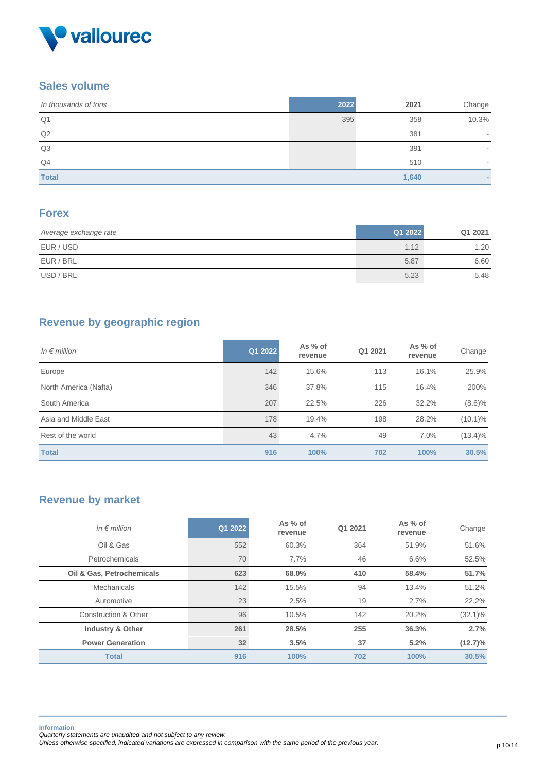## Sales volume

| *In thousands of tons* | 2022 | 2021 | Change |
|---|---|---|---|
| Q1 | 395 | 358 | 10.3% |
| Q2 | | 381 | - |
| Q3 | | 391 | - |
| Q4 | | 510 | - |
| **Total** | | **1,640** | **-** |

## Forex

| *Average exchange rate* | Q1 2022 | Q1 2021 |
|---|---|---|
| EUR / USD | 1.12 | 1.20 |
| EUR / BRL | 5.87 | 6.60 |
| USD / BRL | 5.23 | 5.48 |

## Revenue by geographic region

| *In € million* | Q1 2022 | As % of revenue | Q1 2021 | As % of revenue | Change |
|---|---|---|---|---|---|
| Europe | 142 | 15.6% | 113 | 16.1% | 25.9% |
| North America (Nafta) | 346 | 37.8% | 115 | 16.4% | 200% |
| South America | 207 | 22.5% | 226 | 32.2% | (8.6)% |
| Asia and Middle East | 178 | 19.4% | 198 | 28.2% | (10.1)% |
| Rest of the world | 43 | 4.7% | 49 | 7.0% | (13.4)% |
| **Total** | **916** | **100%** | **702** | **100%** | **30.5%** |

## Revenue by market

| *In € million* | Q1 2022 | As % of revenue | Q1 2021 | As % of revenue | Change |
|---|---|---|---|---|---|
| Oil & Gas | 552 | 60.3% | 364 | 51.9% | 51.6% |
| Petrochemicals | 70 | 7.7% | 46 | 6.6% | 52.5% |
| **Oil & Gas, Petrochemicals** | **623** | **68.0%** | **410** | **58.4%** | **51.7%** |
| Mechanicals | 142 | 15.5% | 94 | 13.4% | 51.2% |
| Automotive | 23 | 2.5% | 19 | 2.7% | 22.2% |
| Construction & Other | 96 | 10.5% | 142 | 20.2% | (32.1)% |
| **Industry & Other** | **261** | **28.5%** | **255** | **36.3%** | **2.7%** |
| **Power Generation** | **32** | **3.5%** | **37** | **5.2%** | **(12.7)%** |
| **Total** | **916** | **100%** | **702** | **100%** | **30.5%** |

**Information**

*Quarterly statements are unaudited and not subject to any review.*

*Unless otherwise specified, indicated variations are expressed in comparison with the same period of the previous year.*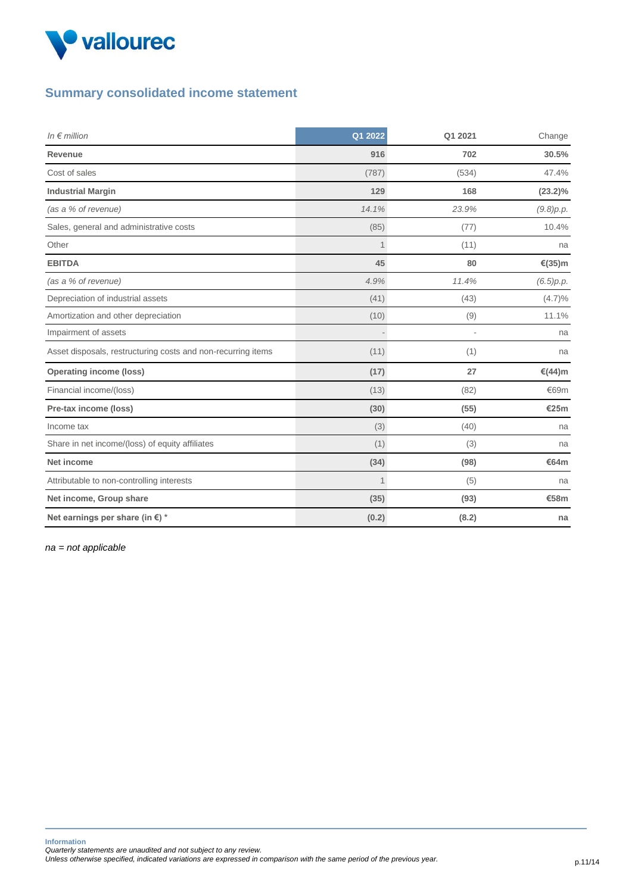## Summary consolidated income statement

| *In € million* | Q1 2022 | Q1 2021 | Change |
|---|---|---|---|
| **Revenue** | **916** | **702** | **30.5%** |
| Cost of sales | (787) | (534) | 47.4% |
| **Industrial Margin** | **129** | **168** | **(23.2)%** |
| *(as a % of revenue)* | *14.1%* | *23.9%* | *(9.8)p.p.* |
| Sales, general and administrative costs | (85) | (77) | 10.4% |
| Other | 1 | (11) | na |
| **EBITDA** | **45** | **80** | **€(35)m** |
| *(as a % of revenue)* | *4.9%* | *11.4%* | *(6.5)p.p.* |
| Depreciation of industrial assets | (41) | (43) | (4.7)% |
| Amortization and other depreciation | (10) | (9) | 11.1% |
| Impairment of assets | - | - | na |
| Asset disposals, restructuring costs and non-recurring items | (11) | (1) | na |
| **Operating income (loss)** | **(17)** | **27** | **€(44)m** |
| Financial income/(loss) | (13) | (82) | €69m |
| **Pre-tax income (loss)** | **(30)** | **(55)** | **€25m** |
| Income tax | (3) | (40) | na |
| Share in net income/(loss) of equity affiliates | (1) | (3) | na |
| **Net income** | **(34)** | **(98)** | **€64m** |
| Attributable to non-controlling interests | 1 | (5) | na |
| **Net income, Group share** | **(35)** | **(93)** | **€58m** |
| **Net earnings per share (in €) *** | **(0.2)** | **(8.2)** | **na** |

*na = not applicable*

**Information**
*Quarterly statements are unaudited and not subject to any review.*
*Unless otherwise specified, indicated variations are expressed in comparison with the same period of the previous year.*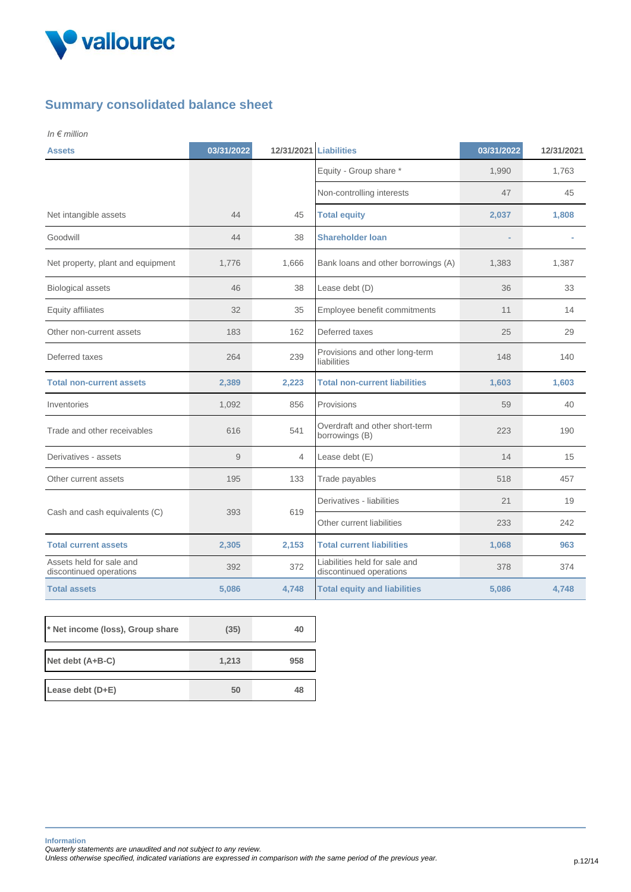## Summary consolidated balance sheet

*In € million*

| Assets | 03/31/2022 | 12/31/2021 | Liabilities | 03/31/2022 | 12/31/2021 |
|---|---|---|---|---|---|
| | | | Equity - Group share * | 1,990 | 1,763 |
| | | | Non-controlling interests | 47 | 45 |
| Net intangible assets | 44 | 45 | **Total equity** | **2,037** | **1,808** |
| Goodwill | 44 | 38 | **Shareholder loan** | - | - |
| Net property, plant and equipment | 1,776 | 1,666 | Bank loans and other borrowings (A) | 1,383 | 1,387 |
| Biological assets | 46 | 38 | Lease debt (D) | 36 | 33 |
| Equity affiliates | 32 | 35 | Employee benefit commitments | 11 | 14 |
| Other non-current assets | 183 | 162 | Deferred taxes | 25 | 29 |
| Deferred taxes | 264 | 239 | Provisions and other long-term liabilities | 148 | 140 |
| **Total non-current assets** | **2,389** | **2,223** | **Total non-current liabilities** | **1,603** | **1,603** |
| Inventories | 1,092 | 856 | Provisions | 59 | 40 |
| Trade and other receivables | 616 | 541 | Overdraft and other short-term borrowings (B) | 223 | 190 |
| Derivatives - assets | 9 | 4 | Lease debt (E) | 14 | 15 |
| Other current assets | 195 | 133 | Trade payables | 518 | 457 |
| Cash and cash equivalents (C) | 393 | 619 | Derivatives - liabilities | 21 | 19 |
| | | | Other current liabilities | 233 | 242 |
| **Total current assets** | **2,305** | **2,153** | **Total current liabilities** | **1,068** | **963** |
| Assets held for sale and discontinued operations | 392 | 372 | Liabilities held for sale and discontinued operations | 378 | 374 |
| **Total assets** | **5,086** | **4,748** | **Total equity and liabilities** | **5,086** | **4,748** |

| | 03/31/2022 | 12/31/2021 |
|---|---|---|
| **\* Net income (loss), Group share** | **(35)** | **40** |
| **Net debt (A+B-C)** | **1,213** | **958** |
| **Lease debt (D+E)** | **50** | **48** |

**Information**
*Quarterly statements are unaudited and not subject to any review.*
*Unless otherwise specified, indicated variations are expressed in comparison with the same period of the previous year.*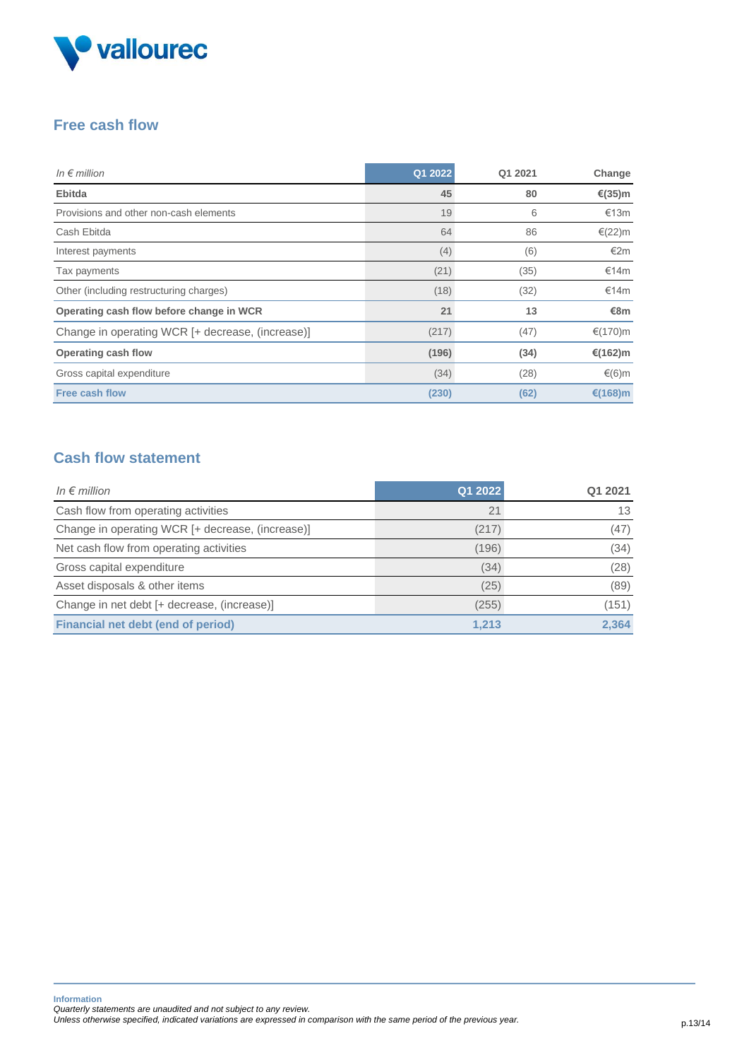## Free cash flow

| *In € million* | Q1 2022 | Q1 2021 | Change |
|---|---|---|---|
| **Ebitda** | **45** | **80** | **€(35)m** |
| Provisions and other non-cash elements | 19 | 6 | €13m |
| Cash Ebitda | 64 | 86 | €(22)m |
| Interest payments | (4) | (6) | €2m |
| Tax payments | (21) | (35) | €14m |
| Other (including restructuring charges) | (18) | (32) | €14m |
| **Operating cash flow before change in WCR** | **21** | **13** | **€8m** |
| Change in operating WCR [+ decrease, (increase)] | (217) | (47) | €(170)m |
| **Operating cash flow** | **(196)** | **(34)** | **€(162)m** |
| Gross capital expenditure | (34) | (28) | €(6)m |
| **Free cash flow** | **(230)** | **(62)** | **€(168)m** |

## Cash flow statement

| *In € million* | Q1 2022 | Q1 2021 |
|---|---|---|
| Cash flow from operating activities | 21 | 13 |
| Change in operating WCR [+ decrease, (increase)] | (217) | (47) |
| Net cash flow from operating activities | (196) | (34) |
| Gross capital expenditure | (34) | (28) |
| Asset disposals & other items | (25) | (89) |
| Change in net debt [+ decrease, (increase)] | (255) | (151) |
| **Financial net debt (end of period)** | **1,213** | **2,364** |

**Information**
*Quarterly statements are unaudited and not subject to any review.*
*Unless otherwise specified, indicated variations are expressed in comparison with the same period of the previous year.*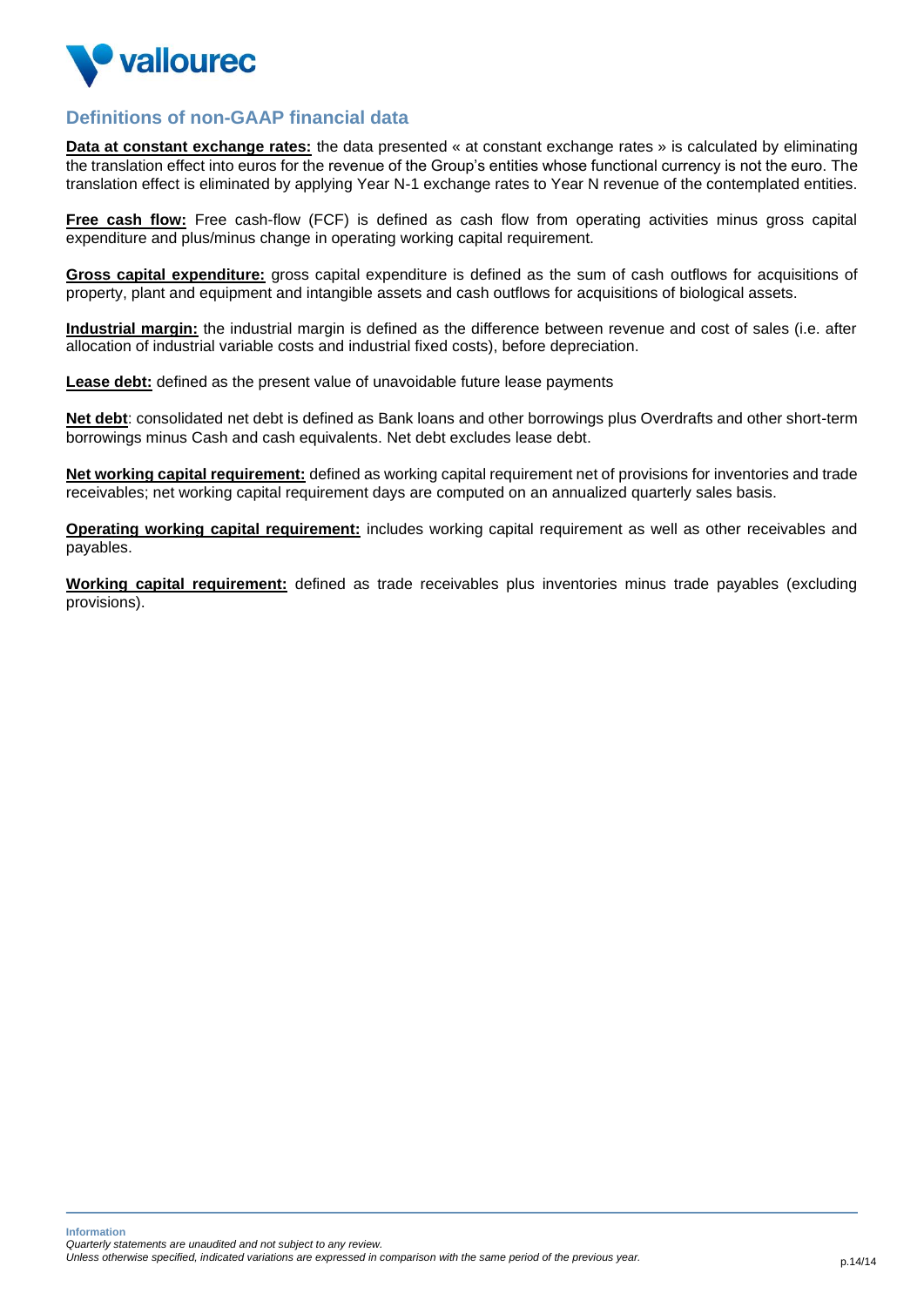## Definitions of non-GAAP financial data

**Data at constant exchange rates:** the data presented « at constant exchange rates » is calculated by eliminating the translation effect into euros for the revenue of the Group's entities whose functional currency is not the euro. The translation effect is eliminated by applying Year N-1 exchange rates to Year N revenue of the contemplated entities.

**Free cash flow:** Free cash-flow (FCF) is defined as cash flow from operating activities minus gross capital expenditure and plus/minus change in operating working capital requirement.

**Gross capital expenditure:** gross capital expenditure is defined as the sum of cash outflows for acquisitions of property, plant and equipment and intangible assets and cash outflows for acquisitions of biological assets.

**Industrial margin:** the industrial margin is defined as the difference between revenue and cost of sales (i.e. after allocation of industrial variable costs and industrial fixed costs), before depreciation.

**Lease debt:** defined as the present value of unavoidable future lease payments

**Net debt**: consolidated net debt is defined as Bank loans and other borrowings plus Overdrafts and other short-term borrowings minus Cash and cash equivalents. Net debt excludes lease debt.

**Net working capital requirement:** defined as working capital requirement net of provisions for inventories and trade receivables; net working capital requirement days are computed on an annualized quarterly sales basis.

**Operating working capital requirement:** includes working capital requirement as well as other receivables and payables.

**Working capital requirement:** defined as trade receivables plus inventories minus trade payables (excluding provisions).

**Information**

*Quarterly statements are unaudited and not subject to any review.*

*Unless otherwise specified, indicated variations are expressed in comparison with the same period of the previous year.*